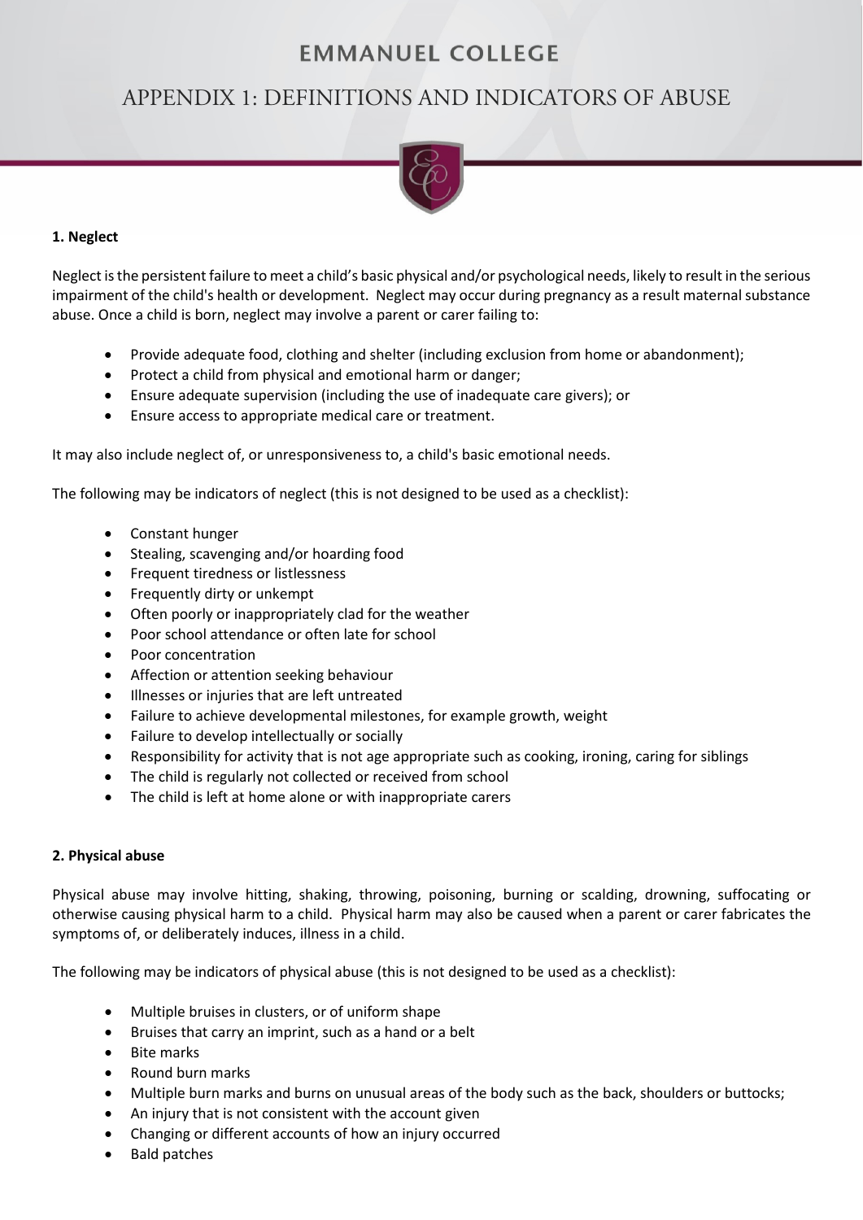# EMMANUEL COLLEGE

## APPENDIX 1: DEFINITIONS AND INDICATORS OF ABUSE

**1. Neglect**

Neglect is the persistent failure to meet a child's basic physical and/or psychological needs, likely to result in the serious impairment of the child's health or development. Neglect may occur during pregnancy as a result maternal substance abuse. Once a child is born, neglect may involve a parent or carer failing to:

- Provide adequate food, clothing and shelter (including exclusion from home or abandonment);
- Protect a child from physical and emotional harm or danger;
- Ensure adequate supervision (including the use of inadequate care givers); or
- Ensure access to appropriate medical care or treatment.

It may also include neglect of, or unresponsiveness to, a child's basic emotional needs.

The following may be indicators of neglect (this is not designed to be used as a checklist):

- Constant hunger
- Stealing, scavenging and/or hoarding food
- Frequent tiredness or listlessness
- Frequently dirty or unkempt
- Often poorly or inappropriately clad for the weather
- Poor school attendance or often late for school
- Poor concentration
- Affection or attention seeking behaviour
- Illnesses or injuries that are left untreated
- Failure to achieve developmental milestones, for example growth, weight
- Failure to develop intellectually or socially
- Responsibility for activity that is not age appropriate such as cooking, ironing, caring for siblings
- The child is regularly not collected or received from school
- The child is left at home alone or with inappropriate carers

**2. Physical abuse**

Physical abuse may involve hitting, shaking, throwing, poisoning, burning or scalding, drowning, suffocating or otherwise causing physical harm to a child. Physical harm may also be caused when a parent or carer fabricates the symptoms of, or deliberately induces, illness in a child.

The following may be indicators of physical abuse (this is not designed to be used as a checklist):

- Multiple bruises in clusters, or of uniform shape
- Bruises that carry an imprint, such as a hand or a belt
- Bite marks
- Round burn marks
- Multiple burn marks and burns on unusual areas of the body such as the back, shoulders or buttocks;
- An injury that is not consistent with the account given
- Changing or different accounts of how an injury occurred
- Bald patches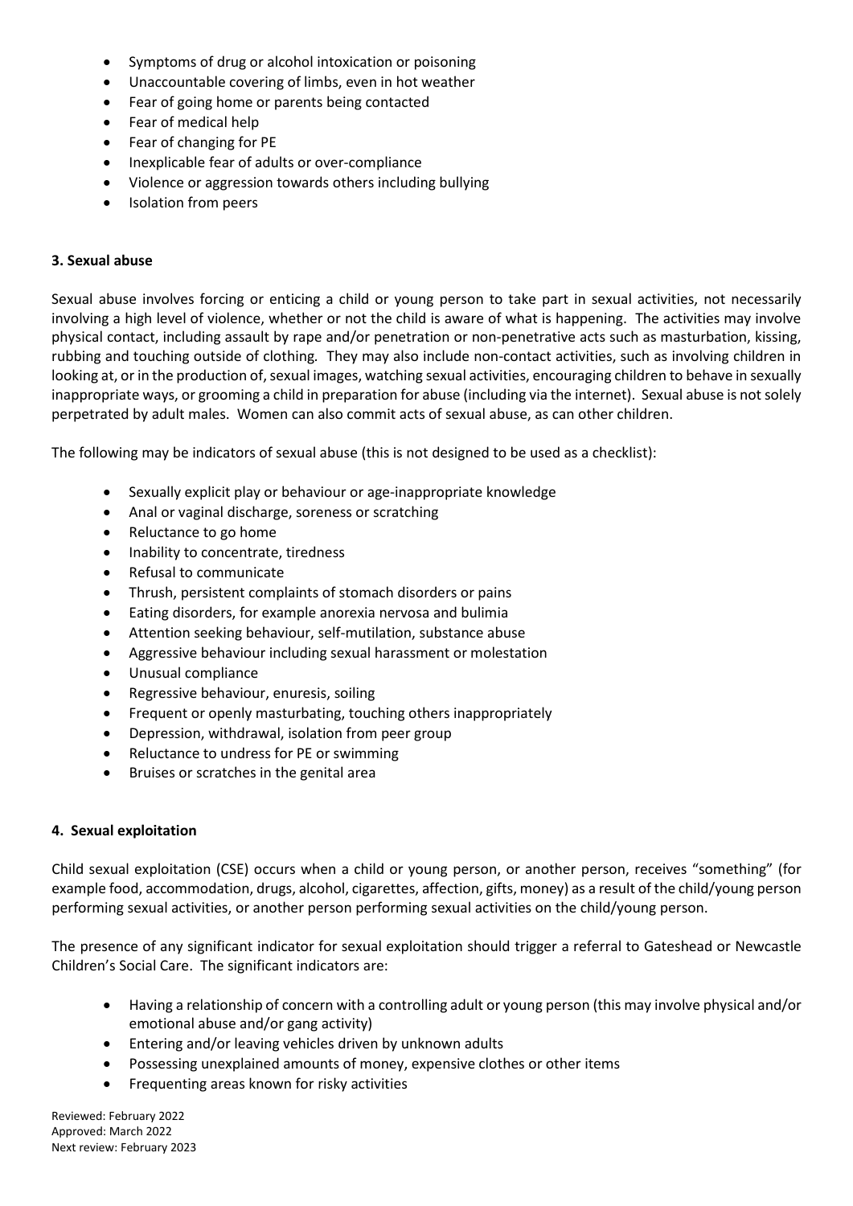- Symptoms of drug or alcohol intoxication or poisoning
- Unaccountable covering of limbs, even in hot weather
- Fear of going home or parents being contacted
- Fear of medical help
- Fear of changing for PE
- Inexplicable fear of adults or over-compliance
- Violence or aggression towards others including bullying
- Isolation from peers

**3. Sexual abuse**

Sexual abuse involves forcing or enticing a child or young person to take part in sexual activities, not necessarily involving a high level of violence, whether or not the child is aware of what is happening. The activities may involve physical contact, including assault by rape and/or penetration or non-penetrative acts such as masturbation, kissing, rubbing and touching outside of clothing. They may also include non-contact activities, such as involving children in looking at, or in the production of, sexual images, watching sexual activities, encouraging children to behave in sexually inappropriate ways, or grooming a child in preparation for abuse (including via the internet). Sexual abuse is not solely perpetrated by adult males. Women can also commit acts of sexual abuse, as can other children.

The following may be indicators of sexual abuse (this is not designed to be used as a checklist):

- Sexually explicit play or behaviour or age-inappropriate knowledge
- Anal or vaginal discharge, soreness or scratching
- Reluctance to go home
- Inability to concentrate, tiredness
- Refusal to communicate
- Thrush, persistent complaints of stomach disorders or pains
- Eating disorders, for example anorexia nervosa and bulimia
- Attention seeking behaviour, self-mutilation, substance abuse
- Aggressive behaviour including sexual harassment or molestation
- Unusual compliance
- Regressive behaviour, enuresis, soiling
- Frequent or openly masturbating, touching others inappropriately
- Depression, withdrawal, isolation from peer group
- Reluctance to undress for PE or swimming
- Bruises or scratches in the genital area

**4. Sexual exploitation**

Child sexual exploitation (CSE) occurs when a child or young person, or another person, receives "something" (for example food, accommodation, drugs, alcohol, cigarettes, affection, gifts, money) as a result of the child/young person performing sexual activities, or another person performing sexual activities on the child/young person.

The presence of any significant indicator for sexual exploitation should trigger a referral to Gateshead or Newcastle Children's Social Care. The significant indicators are:

- Having a relationship of concern with a controlling adult or young person (this may involve physical and/or emotional abuse and/or gang activity)
- Entering and/or leaving vehicles driven by unknown adults
- Possessing unexplained amounts of money, expensive clothes or other items
- Frequenting areas known for risky activities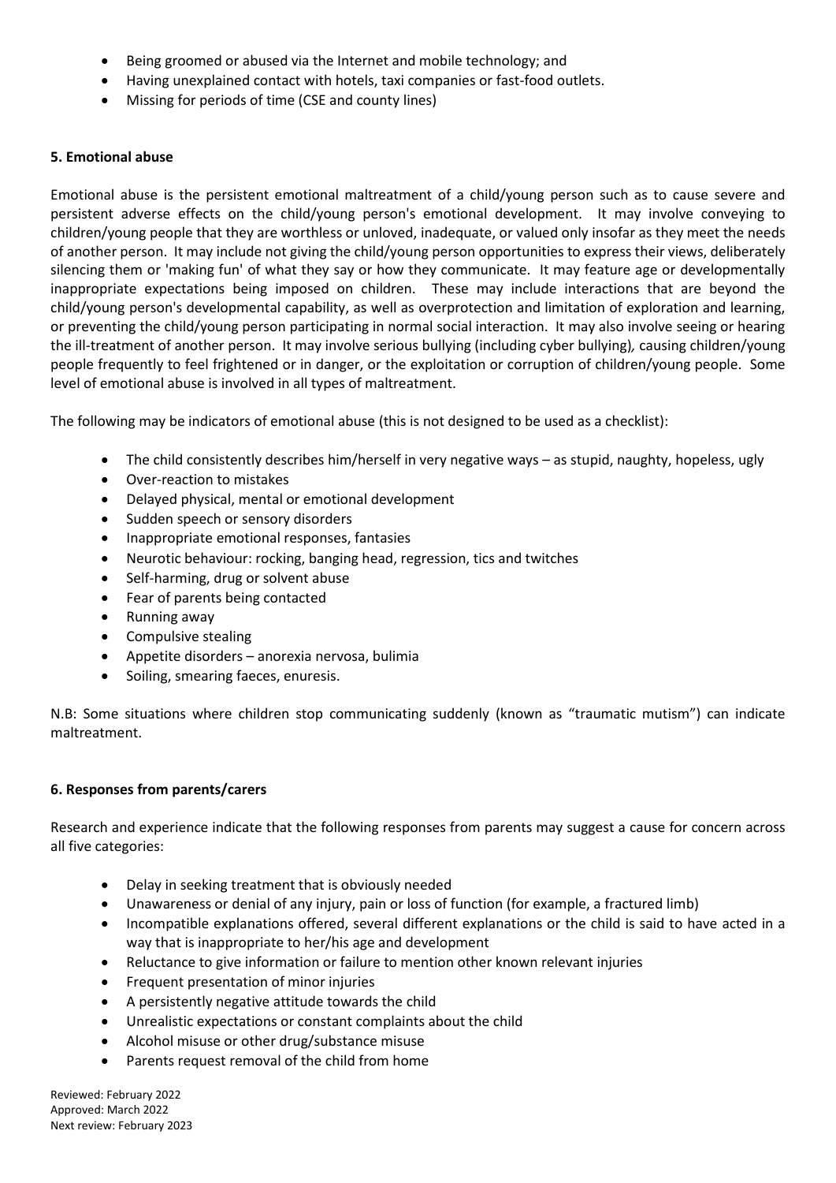- Being groomed or abused via the Internet and mobile technology; and
- Having unexplained contact with hotels, taxi companies or fast-food outlets.
- Missing for periods of time (CSE and county lines)

**5. Emotional abuse**

Emotional abuse is the persistent emotional maltreatment of a child/young person such as to cause severe and persistent adverse effects on the child/young person's emotional development. It may involve conveying to children/young people that they are worthless or unloved, inadequate, or valued only insofar as they meet the needs of another person. It may include not giving the child/young person opportunities to express their views, deliberately silencing them or 'making fun' of what they say or how they communicate. It may feature age or developmentally inappropriate expectations being imposed on children. These may include interactions that are beyond the child/young person's developmental capability, as well as overprotection and limitation of exploration and learning, or preventing the child/young person participating in normal social interaction. It may also involve seeing or hearing the ill-treatment of another person. It may involve serious bullying (including cyber bullying), causing children/young people frequently to feel frightened or in danger, or the exploitation or corruption of children/young people. Some level of emotional abuse is involved in all types of maltreatment.

The following may be indicators of emotional abuse (this is not designed to be used as a checklist):

- The child consistently describes him/herself in very negative ways – as stupid, naughty, hopeless, ugly
- Over-reaction to mistakes
- Delayed physical, mental or emotional development
- Sudden speech or sensory disorders
- Inappropriate emotional responses, fantasies
- Neurotic behaviour: rocking, banging head, regression, tics and twitches
- Self-harming, drug or solvent abuse
- Fear of parents being contacted
- Running away
- Compulsive stealing
- Appetite disorders – anorexia nervosa, bulimia
- Soiling, smearing faeces, enuresis.

N.B: Some situations where children stop communicating suddenly (known as "traumatic mutism") can indicate maltreatment.

**6. Responses from parents/carers**

Research and experience indicate that the following responses from parents may suggest a cause for concern across all five categories:

- Delay in seeking treatment that is obviously needed
- Unawareness or denial of any injury, pain or loss of function (for example, a fractured limb)
- Incompatible explanations offered, several different explanations or the child is said to have acted in a way that is inappropriate to her/his age and development
- Reluctance to give information or failure to mention other known relevant injuries
- Frequent presentation of minor injuries
- A persistently negative attitude towards the child
- Unrealistic expectations or constant complaints about the child
- Alcohol misuse or other drug/substance misuse
- Parents request removal of the child from home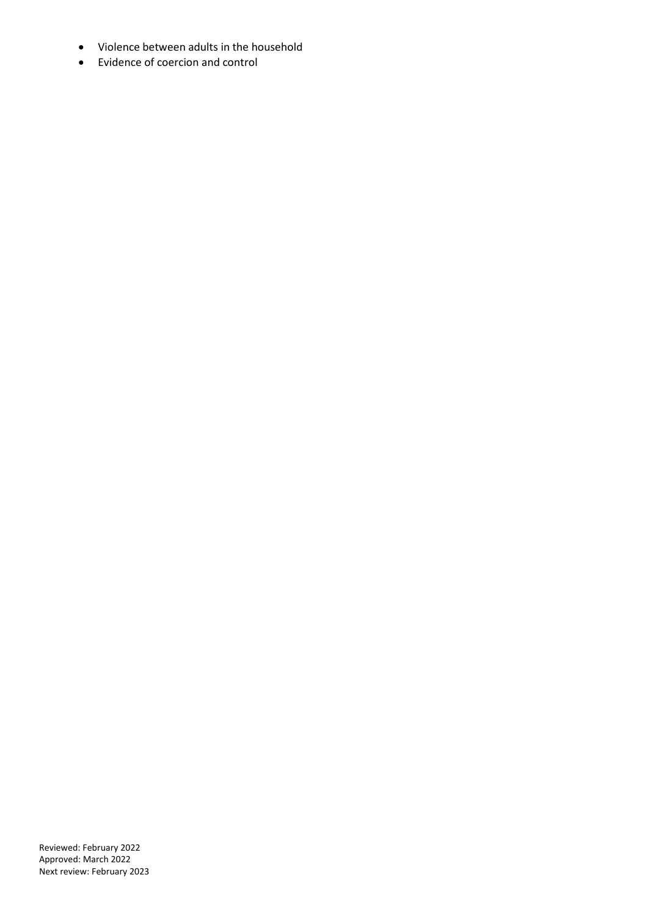- Violence between adults in the household
- Evidence of coercion and control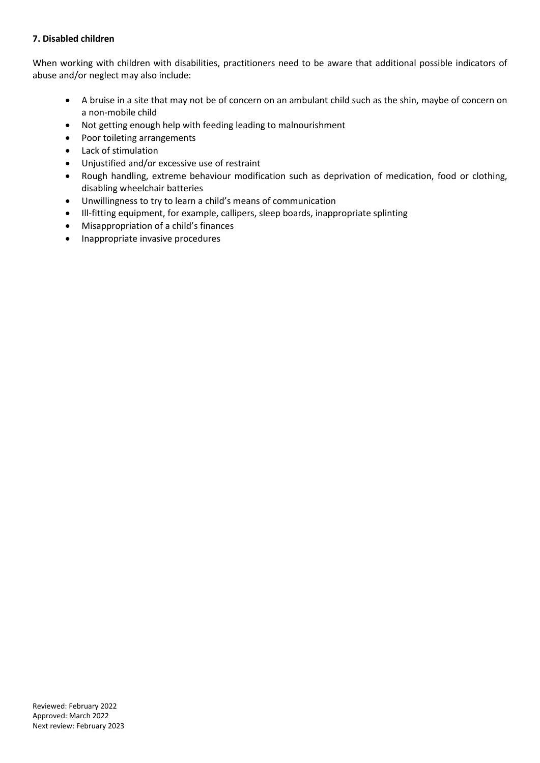**7. Disabled children**

When working with children with disabilities, practitioners need to be aware that additional possible indicators of abuse and/or neglect may also include:

- A bruise in a site that may not be of concern on an ambulant child such as the shin, maybe of concern on a non-mobile child
- Not getting enough help with feeding leading to malnourishment
- Poor toileting arrangements
- Lack of stimulation
- Unjustified and/or excessive use of restraint
- Rough handling, extreme behaviour modification such as deprivation of medication, food or clothing, disabling wheelchair batteries
- Unwillingness to try to learn a child's means of communication
- Ill-fitting equipment, for example, callipers, sleep boards, inappropriate splinting
- Misappropriation of a child's finances
- Inappropriate invasive procedures

Reviewed: February 2022
Approved: March 2022
Next review: February 2023